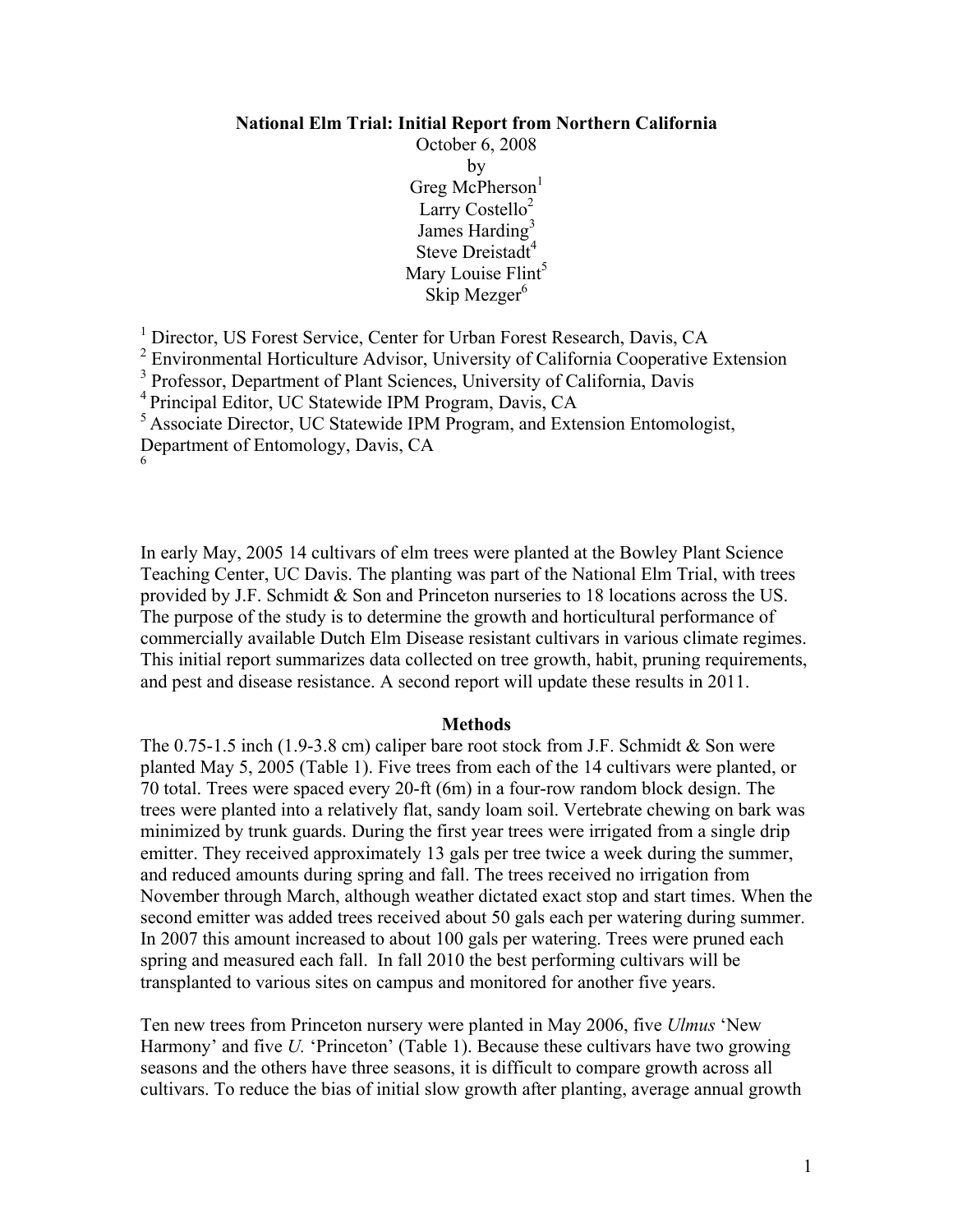# National Elm Trial: Initial Report from Northern California

October 6, 2008

by

Greg McPherson[1]

Larry Costello[2]

James Harding[3]

Steve Dreistadt[4]

Mary Louise Flint[5]

Skip Mezger[6]

[1] Director, US Forest Service, Center for Urban Forest Research, Davis, CA

[2] Environmental Horticulture Advisor, University of California Cooperative Extension

[3] Professor, Department of Plant Sciences, University of California, Davis

[4] Principal Editor, UC Statewide IPM Program, Davis, CA

[5] Associate Director, UC Statewide IPM Program, and Extension Entomologist, Department of Entomology, Davis, CA

[6]

In early May, 2005 14 cultivars of elm trees were planted at the Bowley Plant Science Teaching Center, UC Davis. The planting was part of the National Elm Trial, with trees provided by J.F. Schmidt & Son and Princeton nurseries to 18 locations across the US. The purpose of the study is to determine the growth and horticultural performance of commercially available Dutch Elm Disease resistant cultivars in various climate regimes. This initial report summarizes data collected on tree growth, habit, pruning requirements, and pest and disease resistance. A second report will update these results in 2011.

## Methods

The 0.75-1.5 inch (1.9-3.8 cm) caliper bare root stock from J.F. Schmidt & Son were planted May 5, 2005 (Table 1). Five trees from each of the 14 cultivars were planted, or 70 total. Trees were spaced every 20-ft (6m) in a four-row random block design. The trees were planted into a relatively flat, sandy loam soil. Vertebrate chewing on bark was minimized by trunk guards. During the first year trees were irrigated from a single drip emitter. They received approximately 13 gals per tree twice a week during the summer, and reduced amounts during spring and fall. The trees received no irrigation from November through March, although weather dictated exact stop and start times. When the second emitter was added trees received about 50 gals each per watering during summer. In 2007 this amount increased to about 100 gals per watering. Trees were pruned each spring and measured each fall. In fall 2010 the best performing cultivars will be transplanted to various sites on campus and monitored for another five years.

Ten new trees from Princeton nursery were planted in May 2006, five *Ulmus* 'New Harmony' and five *U.* 'Princeton' (Table 1). Because these cultivars have two growing seasons and the others have three seasons, it is difficult to compare growth across all cultivars. To reduce the bias of initial slow growth after planting, average annual growth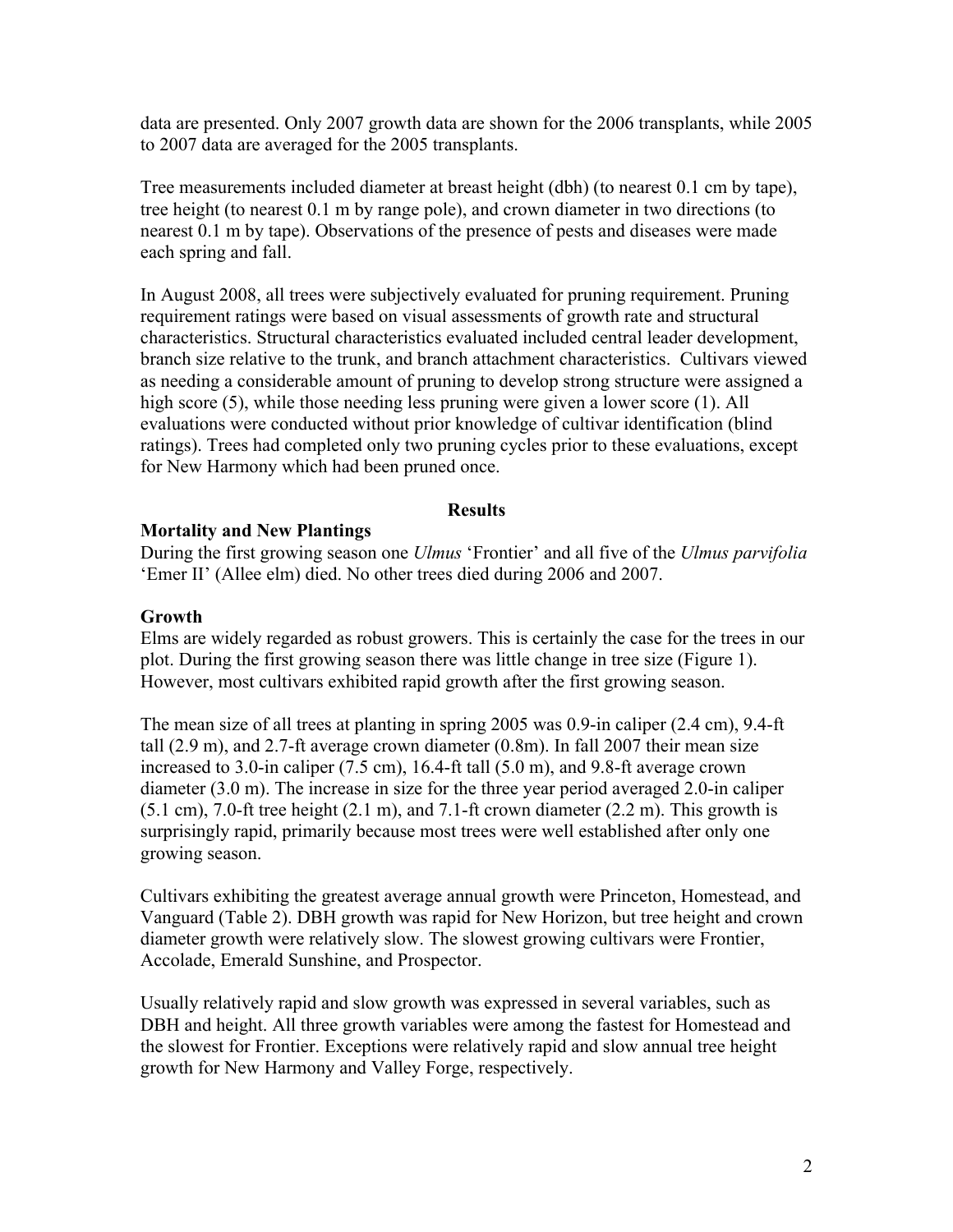data are presented. Only 2007 growth data are shown for the 2006 transplants, while 2005 to 2007 data are averaged for the 2005 transplants.

Tree measurements included diameter at breast height (dbh) (to nearest 0.1 cm by tape), tree height (to nearest 0.1 m by range pole), and crown diameter in two directions (to nearest 0.1 m by tape). Observations of the presence of pests and diseases were made each spring and fall.

In August 2008, all trees were subjectively evaluated for pruning requirement. Pruning requirement ratings were based on visual assessments of growth rate and structural characteristics. Structural characteristics evaluated included central leader development, branch size relative to the trunk, and branch attachment characteristics. Cultivars viewed as needing a considerable amount of pruning to develop strong structure were assigned a high score (5), while those needing less pruning were given a lower score (1). All evaluations were conducted without prior knowledge of cultivar identification (blind ratings). Trees had completed only two pruning cycles prior to these evaluations, except for New Harmony which had been pruned once.

## Results

### Mortality and New Plantings

During the first growing season one *Ulmus* 'Frontier' and all five of the *Ulmus parvifolia* 'Emer II' (Allee elm) died. No other trees died during 2006 and 2007.

### Growth

Elms are widely regarded as robust growers. This is certainly the case for the trees in our plot. During the first growing season there was little change in tree size (Figure 1). However, most cultivars exhibited rapid growth after the first growing season.

The mean size of all trees at planting in spring 2005 was 0.9-in caliper (2.4 cm), 9.4-ft tall (2.9 m), and 2.7-ft average crown diameter (0.8m). In fall 2007 their mean size increased to 3.0-in caliper (7.5 cm), 16.4-ft tall (5.0 m), and 9.8-ft average crown diameter (3.0 m). The increase in size for the three year period averaged 2.0-in caliper (5.1 cm), 7.0-ft tree height (2.1 m), and 7.1-ft crown diameter (2.2 m). This growth is surprisingly rapid, primarily because most trees were well established after only one growing season.

Cultivars exhibiting the greatest average annual growth were Princeton, Homestead, and Vanguard (Table 2). DBH growth was rapid for New Horizon, but tree height and crown diameter growth were relatively slow. The slowest growing cultivars were Frontier, Accolade, Emerald Sunshine, and Prospector.

Usually relatively rapid and slow growth was expressed in several variables, such as DBH and height. All three growth variables were among the fastest for Homestead and the slowest for Frontier. Exceptions were relatively rapid and slow annual tree height growth for New Harmony and Valley Forge, respectively.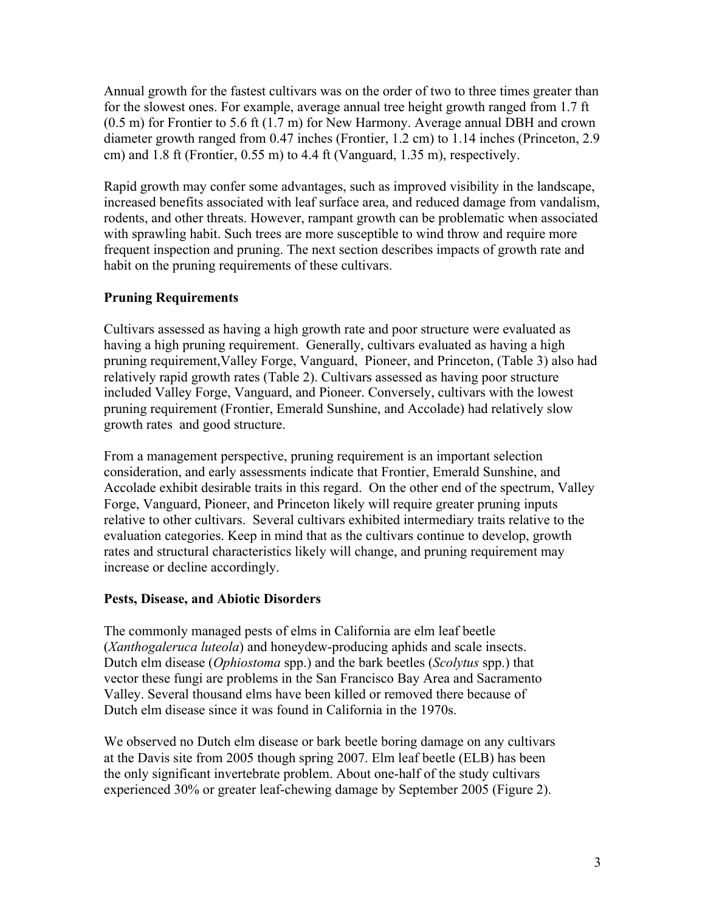Annual growth for the fastest cultivars was on the order of two to three times greater than for the slowest ones. For example, average annual tree height growth ranged from 1.7 ft (0.5 m) for Frontier to 5.6 ft (1.7 m) for New Harmony. Average annual DBH and crown diameter growth ranged from 0.47 inches (Frontier, 1.2 cm) to 1.14 inches (Princeton, 2.9 cm) and 1.8 ft (Frontier, 0.55 m) to 4.4 ft (Vanguard, 1.35 m), respectively.

Rapid growth may confer some advantages, such as improved visibility in the landscape, increased benefits associated with leaf surface area, and reduced damage from vandalism, rodents, and other threats. However, rampant growth can be problematic when associated with sprawling habit. Such trees are more susceptible to wind throw and require more frequent inspection and pruning. The next section describes impacts of growth rate and habit on the pruning requirements of these cultivars.

**Pruning Requirements**

Cultivars assessed as having a high growth rate and poor structure were evaluated as having a high pruning requirement. Generally, cultivars evaluated as having a high pruning requirement,Valley Forge, Vanguard, Pioneer, and Princeton, (Table 3) also had relatively rapid growth rates (Table 2). Cultivars assessed as having poor structure included Valley Forge, Vanguard, and Pioneer. Conversely, cultivars with the lowest pruning requirement (Frontier, Emerald Sunshine, and Accolade) had relatively slow growth rates and good structure.

From a management perspective, pruning requirement is an important selection consideration, and early assessments indicate that Frontier, Emerald Sunshine, and Accolade exhibit desirable traits in this regard. On the other end of the spectrum, Valley Forge, Vanguard, Pioneer, and Princeton likely will require greater pruning inputs relative to other cultivars. Several cultivars exhibited intermediary traits relative to the evaluation categories. Keep in mind that as the cultivars continue to develop, growth rates and structural characteristics likely will change, and pruning requirement may increase or decline accordingly.

**Pests, Disease, and Abiotic Disorders**

The commonly managed pests of elms in California are elm leaf beetle (*Xanthogaleruca luteola*) and honeydew-producing aphids and scale insects. Dutch elm disease (*Ophiostoma* spp.) and the bark beetles (*Scolytus* spp.) that vector these fungi are problems in the San Francisco Bay Area and Sacramento Valley. Several thousand elms have been killed or removed there because of Dutch elm disease since it was found in California in the 1970s.

We observed no Dutch elm disease or bark beetle boring damage on any cultivars at the Davis site from 2005 though spring 2007. Elm leaf beetle (ELB) has been the only significant invertebrate problem. About one-half of the study cultivars experienced 30% or greater leaf-chewing damage by September 2005 (Figure 2).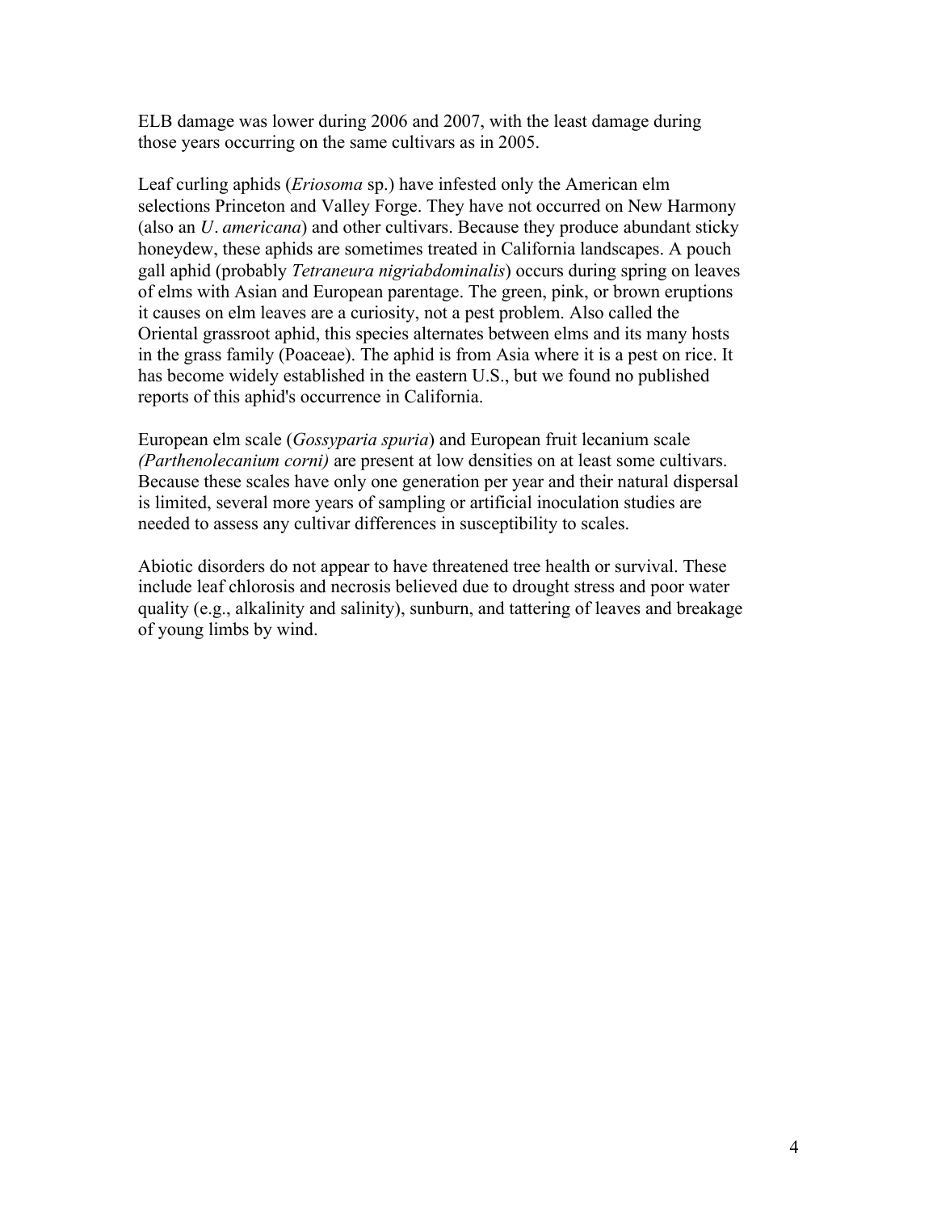ELB damage was lower during 2006 and 2007, with the least damage during those years occurring on the same cultivars as in 2005.

Leaf curling aphids (*Eriosoma* sp.) have infested only the American elm selections Princeton and Valley Forge. They have not occurred on New Harmony (also an *U*. *americana*) and other cultivars. Because they produce abundant sticky honeydew, these aphids are sometimes treated in California landscapes. A pouch gall aphid (probably *Tetraneura nigriabdominalis*) occurs during spring on leaves of elms with Asian and European parentage. The green, pink, or brown eruptions it causes on elm leaves are a curiosity, not a pest problem. Also called the Oriental grassroot aphid, this species alternates between elms and its many hosts in the grass family (Poaceae). The aphid is from Asia where it is a pest on rice. It has become widely established in the eastern U.S., but we found no published reports of this aphid's occurrence in California.

European elm scale (*Gossyparia spuria*) and European fruit lecanium scale *(Parthenolecanium corni)* are present at low densities on at least some cultivars. Because these scales have only one generation per year and their natural dispersal is limited, several more years of sampling or artificial inoculation studies are needed to assess any cultivar differences in susceptibility to scales.

Abiotic disorders do not appear to have threatened tree health or survival. These include leaf chlorosis and necrosis believed due to drought stress and poor water quality (e.g., alkalinity and salinity), sunburn, and tattering of leaves and breakage of young limbs by wind.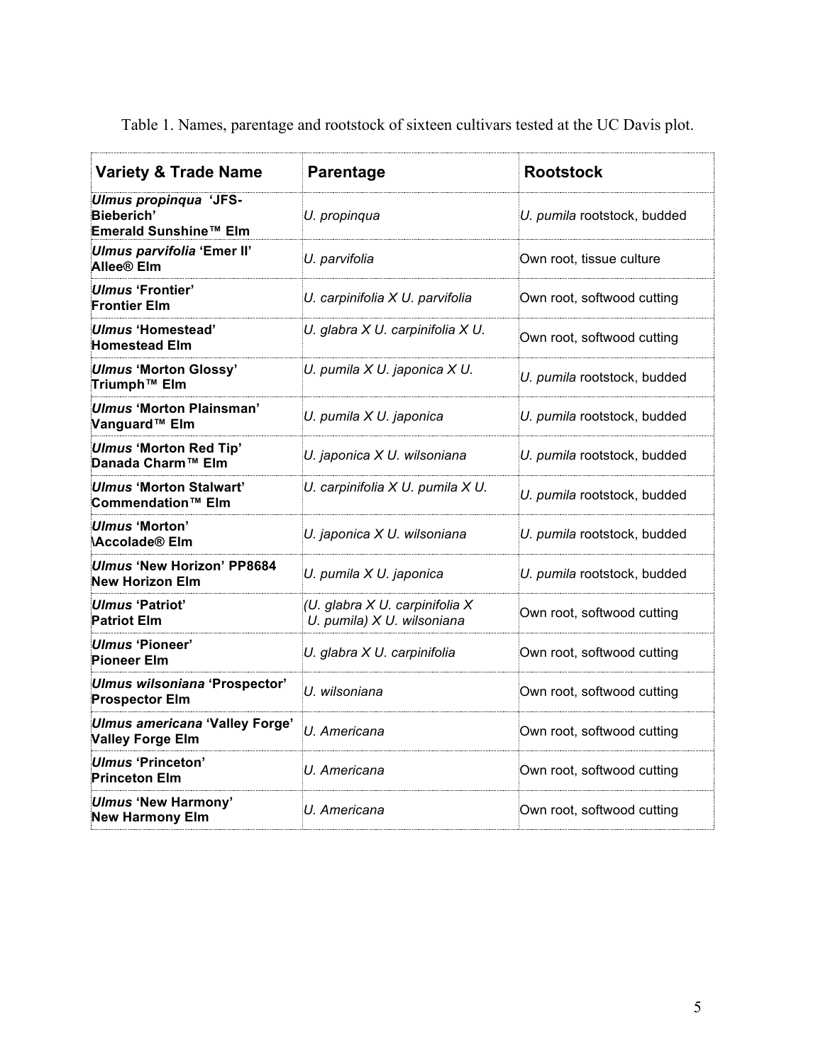Table 1. Names, parentage and rootstock of sixteen cultivars tested at the UC Davis plot.

| Variety & Trade Name | Parentage | Rootstock |
| --- | --- | --- |
| ***Ulmus propinqua* 'JFS-Bieberich' Emerald Sunshine™ Elm** | *U. propinqua* | *U. pumila* rootstock, budded |
| ***Ulmus parvifolia* 'Emer II' Allee® Elm** | *U. parvifolia* | Own root, tissue culture |
| ***Ulmus* 'Frontier' Frontier Elm** | *U. carpinifolia X U. parvifolia* | Own root, softwood cutting |
| ***Ulmus* 'Homestead' Homestead Elm** | *U. glabra X U. carpinifolia X U.* | Own root, softwood cutting |
| ***Ulmus* 'Morton Glossy' Triumph™ Elm** | *U. pumila X U. japonica X U.* | *U. pumila* rootstock, budded |
| ***Ulmus* 'Morton Plainsman' Vanguard™ Elm** | *U. pumila X U. japonica* | *U. pumila* rootstock, budded |
| ***Ulmus* 'Morton Red Tip' Danada Charm™ Elm** | *U. japonica X U. wilsoniana* | *U. pumila* rootstock, budded |
| ***Ulmus* 'Morton Stalwart' Commendation™ Elm** | *U. carpinifolia X U. pumila X U.* | *U. pumila* rootstock, budded |
| ***Ulmus* 'Morton' \Accolade® Elm** | *U. japonica X U. wilsoniana* | *U. pumila* rootstock, budded |
| ***Ulmus* 'New Horizon' PP8684 New Horizon Elm** | *U. pumila X U. japonica* | *U. pumila* rootstock, budded |
| ***Ulmus* 'Patriot' Patriot Elm** | *(U. glabra X U. carpinifolia X U. pumila) X U. wilsoniana* | Own root, softwood cutting |
| ***Ulmus* 'Pioneer' Pioneer Elm** | *U. glabra X U. carpinifolia* | Own root, softwood cutting |
| ***Ulmus wilsoniana* 'Prospector' Prospector Elm** | *U. wilsoniana* | Own root, softwood cutting |
| ***Ulmus americana* 'Valley Forge' Valley Forge Elm** | *U. Americana* | Own root, softwood cutting |
| ***Ulmus* 'Princeton' Princeton Elm** | *U. Americana* | Own root, softwood cutting |
| ***Ulmus* 'New Harmony' New Harmony Elm** | *U. Americana* | Own root, softwood cutting |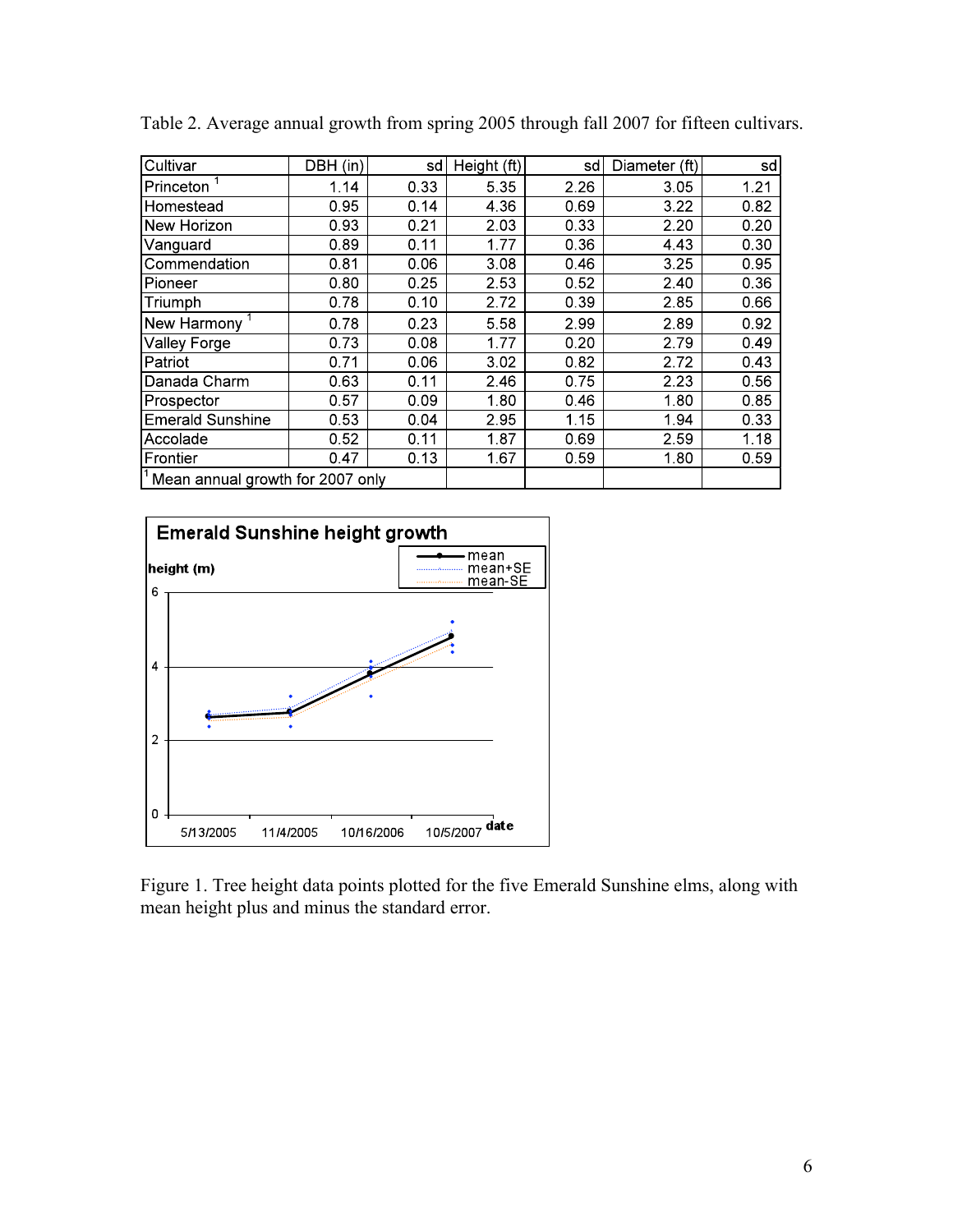Table 2. Average annual growth from spring 2005 through fall 2007 for fifteen cultivars.

| Cultivar | DBH (in) | sd | Height (ft) | sd | Diameter (ft) | sd |
|---|---|---|---|---|---|---|
| Princeton [1] | 1.14 | 0.33 | 5.35 | 2.26 | 3.05 | 1.21 |
| Homestead | 0.95 | 0.14 | 4.36 | 0.69 | 3.22 | 0.82 |
| New Horizon | 0.93 | 0.21 | 2.03 | 0.33 | 2.20 | 0.20 |
| Vanguard | 0.89 | 0.11 | 1.77 | 0.36 | 4.43 | 0.30 |
| Commendation | 0.81 | 0.06 | 3.08 | 0.46 | 3.25 | 0.95 |
| Pioneer | 0.80 | 0.25 | 2.53 | 0.52 | 2.40 | 0.36 |
| Triumph | 0.78 | 0.10 | 2.72 | 0.39 | 2.85 | 0.66 |
| New Harmony [1] | 0.78 | 0.23 | 5.58 | 2.99 | 2.89 | 0.92 |
| Valley Forge | 0.73 | 0.08 | 1.77 | 0.20 | 2.79 | 0.49 |
| Patriot | 0.71 | 0.06 | 3.02 | 0.82 | 2.72 | 0.43 |
| Danada Charm | 0.63 | 0.11 | 2.46 | 0.75 | 2.23 | 0.56 |
| Prospector | 0.57 | 0.09 | 1.80 | 0.46 | 1.80 | 0.85 |
| Emerald Sunshine | 0.53 | 0.04 | 2.95 | 1.15 | 1.94 | 0.33 |
| Accolade | 0.52 | 0.11 | 1.87 | 0.69 | 2.59 | 1.18 |
| Frontier | 0.47 | 0.13 | 1.67 | 0.59 | 1.80 | 0.59 |

[1] Mean annual growth for 2007 only

Figure 1. Tree height data points plotted for the five Emerald Sunshine elms, along with mean height plus and minus the standard error.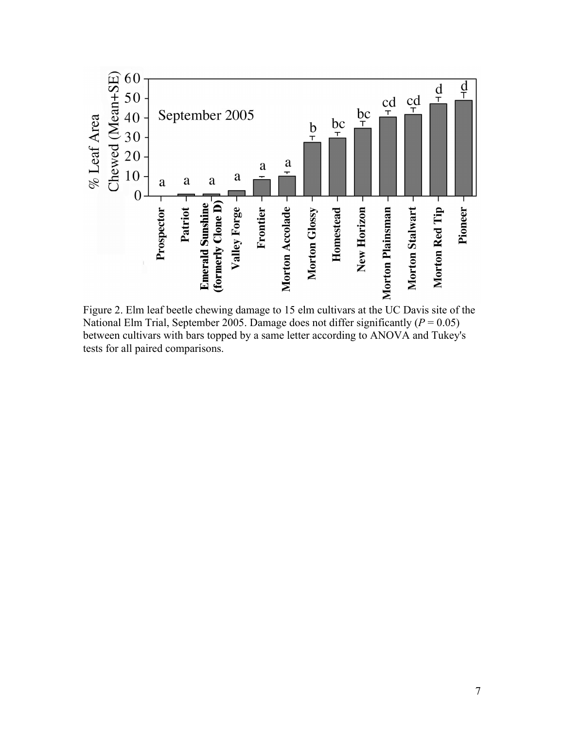% Leaf Area Chewed (Mean+SE)

60
50
40
30
20
10
0

September 2005

a a a a a a b bc bc cd cd d d

Prospector
Patriot
Emerald Sunshine (formerly Clone D)
Valley Forge
Frontier
Morton Accolade
Morton Glossy
Homestead
New Horizon
Morton Plainsman
Morton Stalwart
Morton Red Tip
Pioneer

Figure 2. Elm leaf beetle chewing damage to 15 elm cultivars at the UC Davis site of the National Elm Trial, September 2005. Damage does not differ significantly ($P = 0.05$) between cultivars with bars topped by a same letter according to ANOVA and Tukey's tests for all paired comparisons.